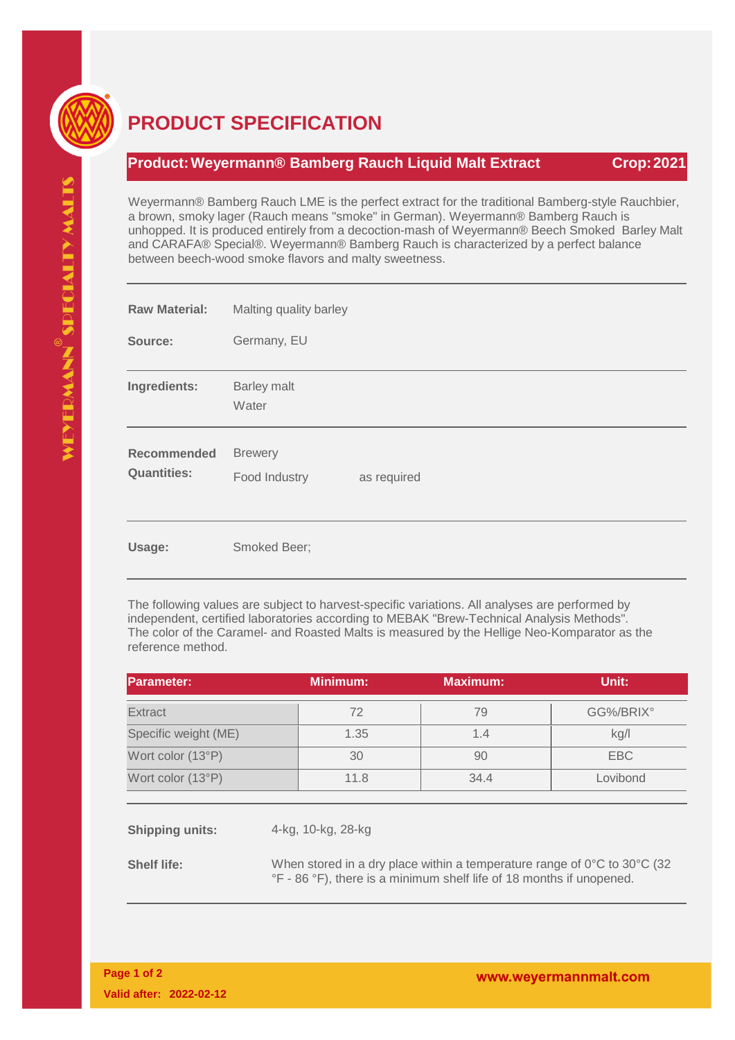# PRODUCT SPECIFICATION

**Product: Weyermann® Bamberg Rauch Liquid Malt Extract** **Crop: 2021**

Weyermann® Bamberg Rauch LME is the perfect extract for the traditional Bamberg-style Rauchbier, a brown, smoky lager (Rauch means "smoke" in German). Weyermann® Bamberg Rauch is unhopped. It is produced entirely from a decoction-mash of Weyermann® Beech Smoked Barley Malt and CARAFA® Special®. Weyermann® Bamberg Rauch is characterized by a perfect balance between beech-wood smoke flavors and malty sweetness.

**Raw Material:** Malting quality barley

**Source:** Germany, EU

**Ingredients:** Barley malt
Water

**Recommended Quantities:**
Brewery
Food Industry as required

**Usage:** Smoked Beer;

The following values are subject to harvest-specific variations. All analyses are performed by independent, certified laboratories according to MEBAK "Brew-Technical Analysis Methods". The color of the Caramel- and Roasted Malts is measured by the Hellige Neo-Komparator as the reference method.

| Parameter: | Minimum: | Maximum: | Unit: |
|---|---|---|---|
| Extract | 72 | 79 | GG%/BRIX° |
| Specific weight (ME) | 1.35 | 1.4 | kg/l |
| Wort color (13°P) | 30 | 90 | EBC |
| Wort color (13°P) | 11.8 | 34.4 | Lovibond |

**Shipping units:** 4-kg, 10-kg, 28-kg

**Shelf life:** When stored in a dry place within a temperature range of 0°C to 30°C (32 °F - 86 °F), there is a minimum shelf life of 18 months if unopened.

**Valid after: 2022-02-12**

www.weyermannmalt.com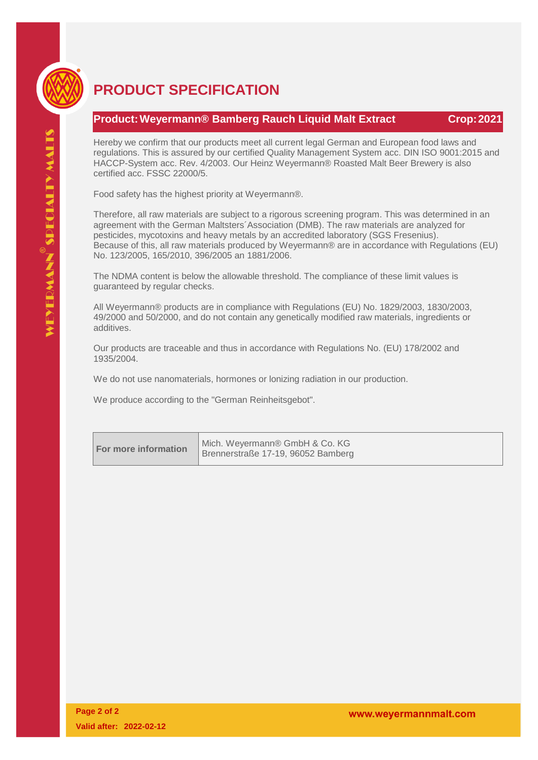# PRODUCT SPECIFICATION

**Product: Weyermann® Bamberg Rauch Liquid Malt Extract** **Crop: 2021**

Hereby we confirm that our products meet all current legal German and European food laws and regulations. This is assured by our certified Quality Management System acc. DIN ISO 9001:2015 and HACCP-System acc. Rev. 4/2003. Our Heinz Weyermann® Roasted Malt Beer Brewery is also certified acc. FSSC 22000/5.

Food safety has the highest priority at Weyermann®.

Therefore, all raw materials are subject to a rigorous screening program. This was determined in an agreement with the German Maltsters´Association (DMB). The raw materials are analyzed for pesticides, mycotoxins and heavy metals by an accredited laboratory (SGS Fresenius). Because of this, all raw materials produced by Weyermann® are in accordance with Regulations (EU) No. 123/2005, 165/2010, 396/2005 an 1881/2006.

The NDMA content is below the allowable threshold. The compliance of these limit values is guaranteed by regular checks.

All Weyermann® products are in compliance with Regulations (EU) No. 1829/2003, 1830/2003, 49/2000 and 50/2000, and do not contain any genetically modified raw materials, ingredients or additives.

Our products are traceable and thus in accordance with Regulations No. (EU) 178/2002 and 1935/2004.

We do not use nanomaterials, hormones or Ionizing radiation in our production.

We produce according to the "German Reinheitsgebot".

| | |
|---|---|
| **For more information** | Mich. Weyermann® GmbH & Co. KG<br>Brennerstraße 17-19, 96052 Bamberg |

**Valid after: 2022-02-12**

**www.weyermannmalt.com**